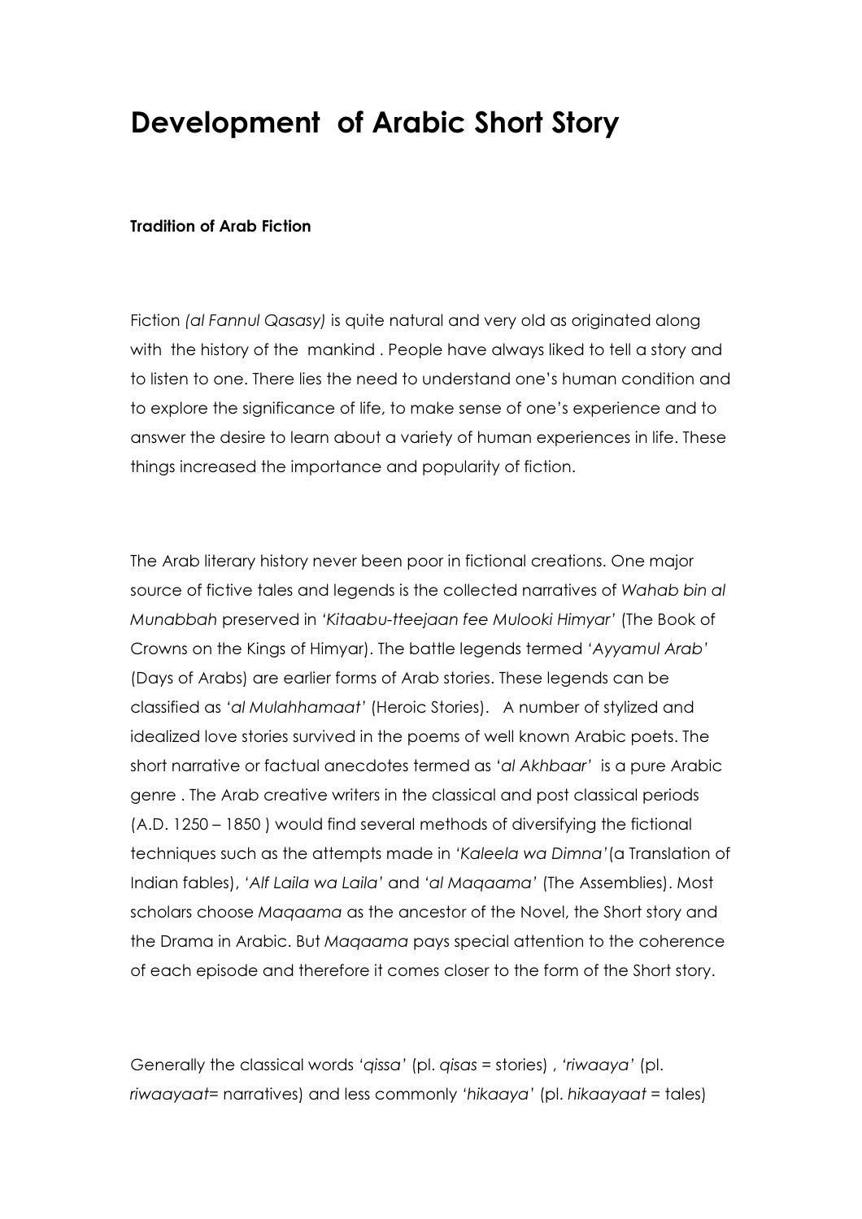# Development of Arabic Short Story

**Tradition of Arab Fiction**

Fiction *(al Fannul Qasasy)* is quite natural and very old as originated along with the history of the mankind . People have always liked to tell a story and to listen to one. There lies the need to understand one's human condition and to explore the significance of life, to make sense of one's experience and to answer the desire to learn about a variety of human experiences in life. These things increased the importance and popularity of fiction.

The Arab literary history never been poor in fictional creations. One major source of fictive tales and legends is the collected narratives of *Wahab bin al Munabbah* preserved in *'Kitaabu-tteejaan fee Mulooki Himyar'* (The Book of Crowns on the Kings of Himyar). The battle legends termed *'Ayyamul Arab'* (Days of Arabs) are earlier forms of Arab stories. These legends can be classified as '*al Mulahhamaat'* (Heroic Stories). A number of stylized and idealized love stories survived in the poems of well known Arabic poets. The short narrative or factual anecdotes termed as '*al Akhbaar'* is a pure Arabic genre . The Arab creative writers in the classical and post classical periods (A.D. 1250 – 1850 ) would find several methods of diversifying the fictional techniques such as the attempts made in *'Kaleela wa Dimna'*(a Translation of Indian fables), *'Alf Laila wa Laila'* and *'al Maqaama'* (The Assemblies). Most scholars choose *Maqaama* as the ancestor of the Novel, the Short story and the Drama in Arabic. But *Maqaama* pays special attention to the coherence of each episode and therefore it comes closer to the form of the Short story.

Generally the classical words *'qissa'* (pl. *qisas* = stories) , *'riwaaya'* (pl. *riwaayaat*= narratives) and less commonly *'hikaaya'* (pl. *hikaayaat* = tales)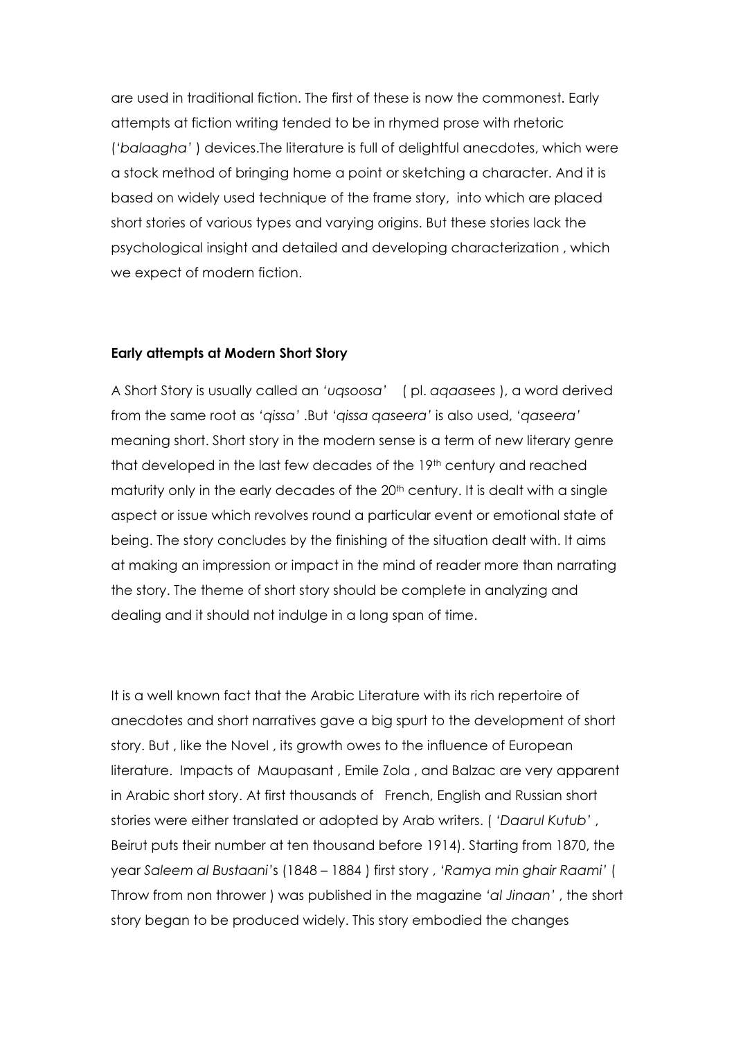are used in traditional fiction. The first of these is now the commonest. Early attempts at fiction writing tended to be in rhymed prose with rhetoric (*'balaagha'* ) devices.The literature is full of delightful anecdotes, which were a stock method of bringing home a point or sketching a character. And it is based on widely used technique of the frame story, into which are placed short stories of various types and varying origins. But these stories lack the psychological insight and detailed and developing characterization , which we expect of modern fiction.

**Early attempts at Modern Short Story**

A Short Story is usually called an *'uqsoosa'* ( pl. *aqaasees* ), a word derived from the same root as *'qissa'* .But *'qissa qaseera'* is also used, *'qaseera'* meaning short. Short story in the modern sense is a term of new literary genre that developed in the last few decades of the 19th century and reached maturity only in the early decades of the 20th century. It is dealt with a single aspect or issue which revolves round a particular event or emotional state of being. The story concludes by the finishing of the situation dealt with. It aims at making an impression or impact in the mind of reader more than narrating the story. The theme of short story should be complete in analyzing and dealing and it should not indulge in a long span of time.

It is a well known fact that the Arabic Literature with its rich repertoire of anecdotes and short narratives gave a big spurt to the development of short story. But , like the Novel , its growth owes to the influence of European literature. Impacts of Maupasant , Emile Zola , and Balzac are very apparent in Arabic short story. At first thousands of French, English and Russian short stories were either translated or adopted by Arab writers. ( *'Daarul Kutub'* , Beirut puts their number at ten thousand before 1914). Starting from 1870, the year *Saleem al Bustaani'*s (1848 – 1884 ) first story , *'Ramya min ghair Raami'* ( Throw from non thrower ) was published in the magazine *'al Jinaan'* , the short story began to be produced widely. This story embodied the changes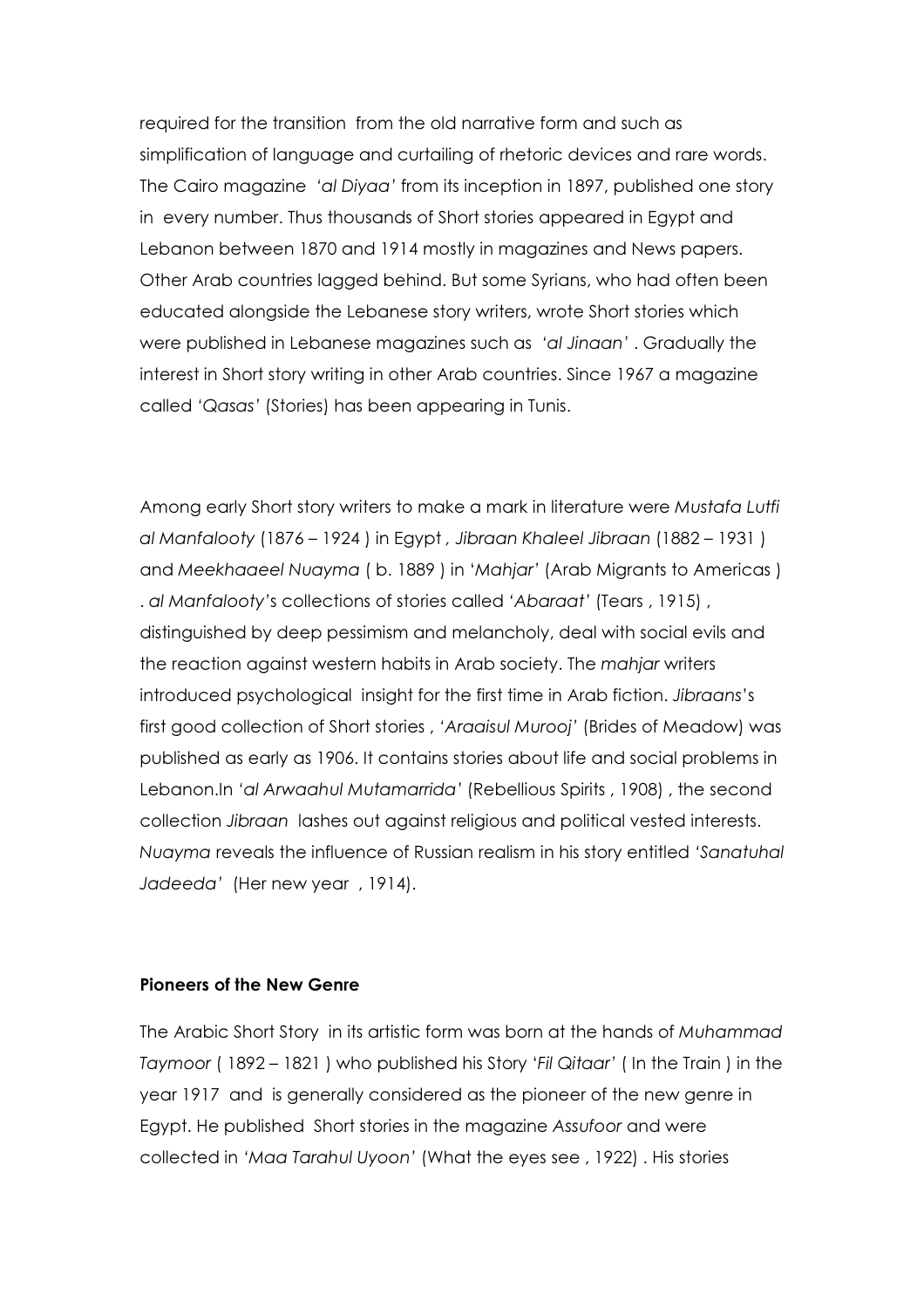required for the transition from the old narrative form and such as simplification of language and curtailing of rhetoric devices and rare words. The Cairo magazine *'al Diyaa'* from its inception in 1897, published one story in every number. Thus thousands of Short stories appeared in Egypt and Lebanon between 1870 and 1914 mostly in magazines and News papers. Other Arab countries lagged behind. But some Syrians, who had often been educated alongside the Lebanese story writers, wrote Short stories which were published in Lebanese magazines such as *'al Jinaan'* . Gradually the interest in Short story writing in other Arab countries. Since 1967 a magazine called *'Qasas'* (Stories) has been appearing in Tunis.

Among early Short story writers to make a mark in literature were *Mustafa Lutfi al Manfalooty* (1876 – 1924 ) in Egypt , *Jibraan Khaleel Jibraan* (1882 – 1931 ) and *Meekhaaeel Nuayma* ( b. 1889 ) in '*Mahjar'* (Arab Migrants to Americas ) . *al Manfalooty'*s collections of stories called *'Abaraat'* (Tears , 1915) , distinguished by deep pessimism and melancholy, deal with social evils and the reaction against western habits in Arab society. The *mahjar* writers introduced psychological insight for the first time in Arab fiction. *Jibraans*'s first good collection of Short stories , *'Araaisul Murooj'* (Brides of Meadow) was published as early as 1906. It contains stories about life and social problems in Lebanon.In *'al Arwaahul Mutamarrida'* (Rebellious Spirits , 1908) , the second collection *Jibraan* lashes out against religious and political vested interests. *Nuayma* reveals the influence of Russian realism in his story entitled *'Sanatuhal Jadeeda'* (Her new year , 1914).

**Pioneers of the New Genre**

The Arabic Short Story in its artistic form was born at the hands of *Muhammad Taymoor* ( 1892 – 1821 ) who published his Story '*Fil Qitaar'* ( In the Train ) in the year 1917 and is generally considered as the pioneer of the new genre in Egypt. He published Short stories in the magazine *Assufoor* and were collected in *'Maa Tarahul Uyoon'* (What the eyes see , 1922) . His stories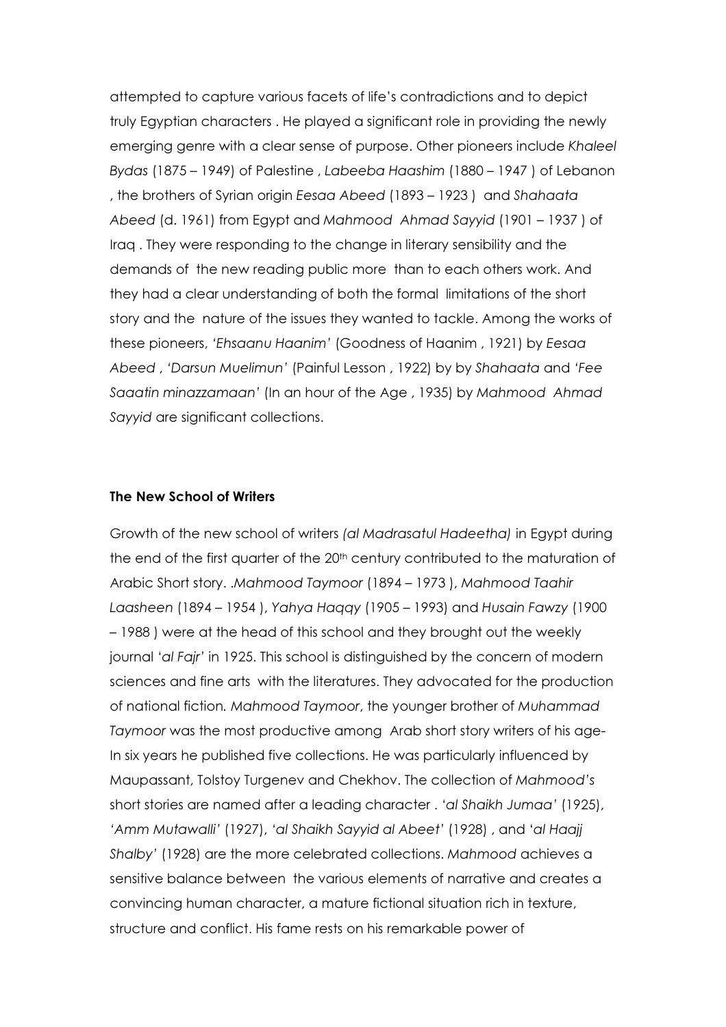attempted to capture various facets of life's contradictions and to depict truly Egyptian characters . He played a significant role in providing the newly emerging genre with a clear sense of purpose. Other pioneers include *Khaleel Bydas* (1875 – 1949) of Palestine , *Labeeba Haashim* (1880 – 1947 ) of Lebanon , the brothers of Syrian origin *Eesaa Abeed* (1893 – 1923 ) and *Shahaata Abeed* (d. 1961) from Egypt and *Mahmood Ahmad Sayyid* (1901 – 1937 ) of Iraq . They were responding to the change in literary sensibility and the demands of the new reading public more than to each others work. And they had a clear understanding of both the formal limitations of the short story and the nature of the issues they wanted to tackle. Among the works of these pioneers, *'Ehsaanu Haanim'* (Goodness of Haanim , 1921) by *Eesaa Abeed* , *'Darsun Muelimun'* (Painful Lesson , 1922) by by *Shahaata* and *'Fee Saaatin minazzamaan'* (In an hour of the Age , 1935) by *Mahmood Ahmad Sayyid* are significant collections.

**The New School of Writers**

Growth of the new school of writers *(al Madrasatul Hadeetha)* in Egypt during the end of the first quarter of the 20th century contributed to the maturation of Arabic Short story. .*Mahmood Taymoor* (1894 – 1973 ), *Mahmood Taahir Laasheen* (1894 – 1954 ), *Yahya Haqqy* (1905 – 1993) and *Husain Fawzy* (1900 – 1988 ) were at the head of this school and they brought out the weekly journal '*al Fajr'* in 1925. This school is distinguished by the concern of modern sciences and fine arts with the literatures. They advocated for the production of national fiction. *Mahmood Taymoor*, the younger brother of *Muhammad Taymoor* was the most productive among Arab short story writers of his age- In six years he published five collections. He was particularly influenced by Maupassant, Tolstoy Turgenev and Chekhov. The collection of *Mahmood's* short stories are named after a leading character . *'al Shaikh Jumaa'* (1925), *'Amm Mutawalli'* (1927), *'al Shaikh Sayyid al Abeet'* (1928) , and '*al Haajj Shalby'* (1928) are the more celebrated collections. *Mahmood* achieves a sensitive balance between the various elements of narrative and creates a convincing human character, a mature fictional situation rich in texture, structure and conflict. His fame rests on his remarkable power of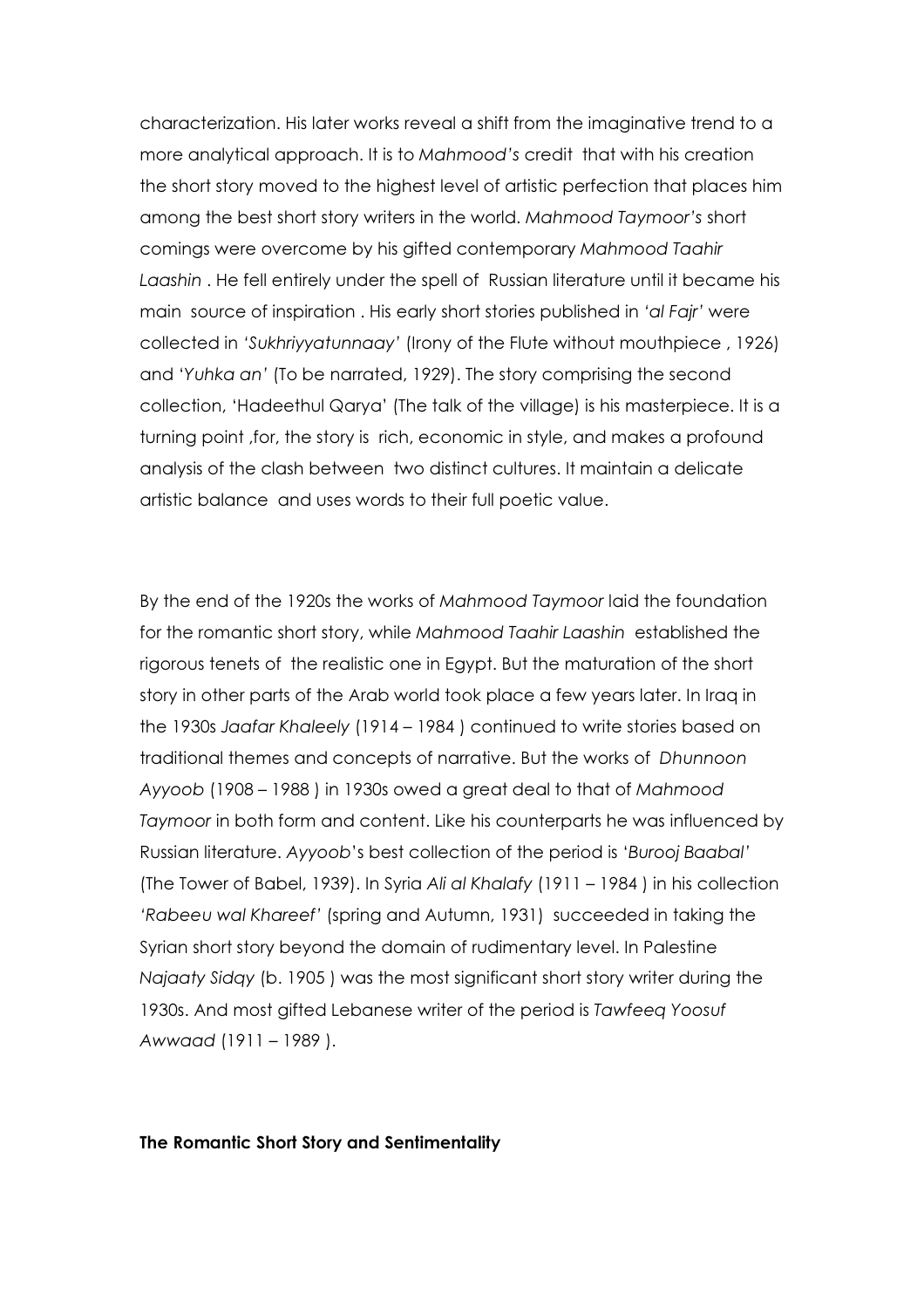characterization. His later works reveal a shift from the imaginative trend to a more analytical approach. It is to *Mahmood's* credit that with his creation the short story moved to the highest level of artistic perfection that places him among the best short story writers in the world. *Mahmood Taymoor's* short comings were overcome by his gifted contemporary *Mahmood Taahir Laashin* . He fell entirely under the spell of Russian literature until it became his main source of inspiration . His early short stories published in *'al Fajr'* were collected in *'Sukhriyyatunnaay'* (Irony of the Flute without mouthpiece , 1926) and *'Yuhka an'* (To be narrated, 1929). The story comprising the second collection, 'Hadeethul Qarya' (The talk of the village) is his masterpiece. It is a turning point ,for, the story is rich, economic in style, and makes a profound analysis of the clash between two distinct cultures. It maintain a delicate artistic balance and uses words to their full poetic value.

By the end of the 1920s the works of *Mahmood Taymoor* laid the foundation for the romantic short story, while *Mahmood Taahir Laashin* established the rigorous tenets of the realistic one in Egypt. But the maturation of the short story in other parts of the Arab world took place a few years later. In Iraq in the 1930s *Jaafar Khaleely* (1914 – 1984 ) continued to write stories based on traditional themes and concepts of narrative. But the works of *Dhunnoon Ayyoob* (1908 – 1988 ) in 1930s owed a great deal to that of *Mahmood Taymoor* in both form and content. Like his counterparts he was influenced by Russian literature. *Ayyoob*'s best collection of the period is '*Burooj Baabal'* (The Tower of Babel, 1939). In Syria *Ali al Khalafy* (1911 – 1984 ) in his collection *'Rabeeu wal Khareef'* (spring and Autumn, 1931) succeeded in taking the Syrian short story beyond the domain of rudimentary level. In Palestine *Najaaty Sidqy* (b. 1905 ) was the most significant short story writer during the 1930s. And most gifted Lebanese writer of the period is *Tawfeeq Yoosuf Awwaad* (1911 – 1989 ).

**The Romantic Short Story and Sentimentality**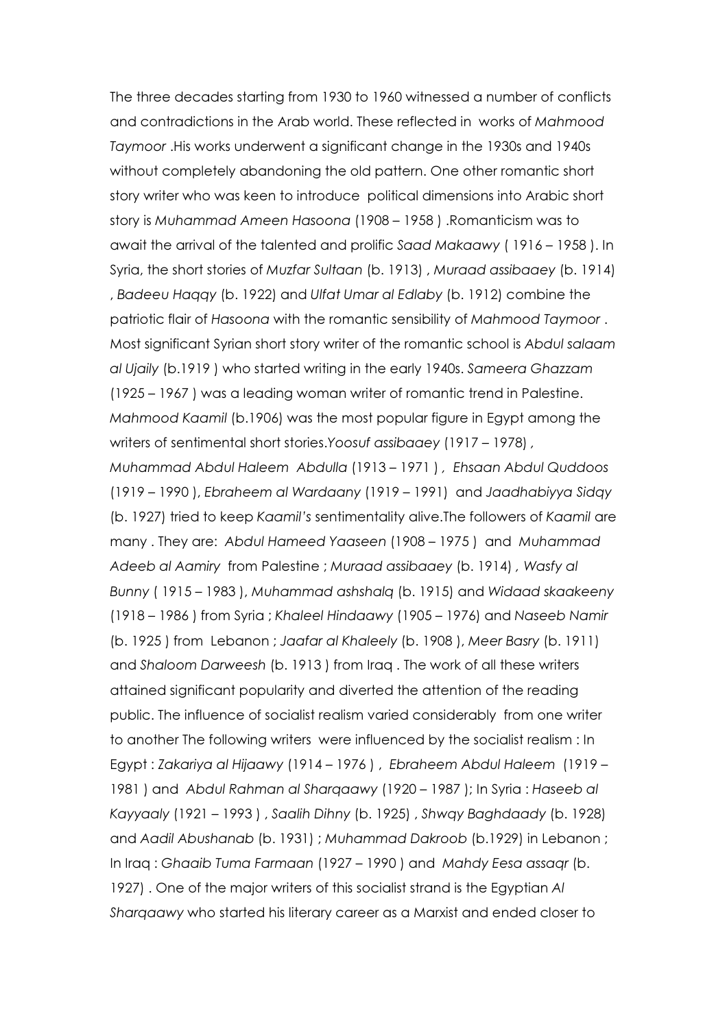The three decades starting from 1930 to 1960 witnessed a number of conflicts and contradictions in the Arab world. These reflected in works of *Mahmood Taymoor* .His works underwent a significant change in the 1930s and 1940s without completely abandoning the old pattern. One other romantic short story writer who was keen to introduce political dimensions into Arabic short story is *Muhammad Ameen Hasoona* (1908 – 1958 ) .Romanticism was to await the arrival of the talented and prolific *Saad Makaawy* ( 1916 – 1958 ). In Syria, the short stories of *Muzfar Sultaan* (b. 1913) , *Muraad assibaaey* (b. 1914) , *Badeeu Haqqy* (b. 1922) and *Ulfat Umar al Edlaby* (b. 1912) combine the patriotic flair of *Hasoona* with the romantic sensibility of *Mahmood Taymoor* . Most significant Syrian short story writer of the romantic school is *Abdul salaam al Ujaily* (b.1919 ) who started writing in the early 1940s. *Sameera Ghazzam* (1925 – 1967 ) was a leading woman writer of romantic trend in Palestine. *Mahmood Kaamil* (b.1906) was the most popular figure in Egypt among the writers of sentimental short stories.*Yoosuf assibaaey* (1917 – 1978) , *Muhammad Abdul Haleem Abdulla* (1913 – 1971 ) , *Ehsaan Abdul Quddoos* (1919 – 1990 ), *Ebraheem al Wardaany* (1919 – 1991) and *Jaadhabiyya Sidqy* (b. 1927) tried to keep *Kaamil's* sentimentality alive.The followers of *Kaamil* are many . They are: *Abdul Hameed Yaaseen* (1908 – 1975 ) and *Muhammad Adeeb al Aamiry* from Palestine ; *Muraad assibaaey* (b. 1914) , *Wasfy al Bunny* ( 1915 – 1983 ), *Muhammad ashshalq* (b. 1915) and *Widaad skaakeeny* (1918 – 1986 ) from Syria ; *Khaleel Hindaawy* (1905 – 1976) and *Naseeb Namir* (b. 1925 ) from Lebanon ; *Jaafar al Khaleely* (b. 1908 ), *Meer Basry* (b. 1911) and *Shaloom Darweesh* (b. 1913 ) from Iraq . The work of all these writers attained significant popularity and diverted the attention of the reading public. The influence of socialist realism varied considerably from one writer to another The following writers were influenced by the socialist realism : In Egypt : *Zakariya al Hijaawy* (1914 – 1976 ) , *Ebraheem Abdul Haleem* (1919 – 1981 ) and *Abdul Rahman al Sharqaawy* (1920 – 1987 ); In Syria : *Haseeb al Kayyaaly* (1921 – 1993 ) , *Saalih Dihny* (b. 1925) , *Shwqy Baghdaady* (b. 1928) and *Aadil Abushanab* (b. 1931) ; *Muhammad Dakroob* (b.1929) in Lebanon ; In Iraq : *Ghaaib Tuma Farmaan* (1927 – 1990 ) and *Mahdy Eesa assaqr* (b. 1927) . One of the major writers of this socialist strand is the Egyptian *Al Sharqaawy* who started his literary career as a Marxist and ended closer to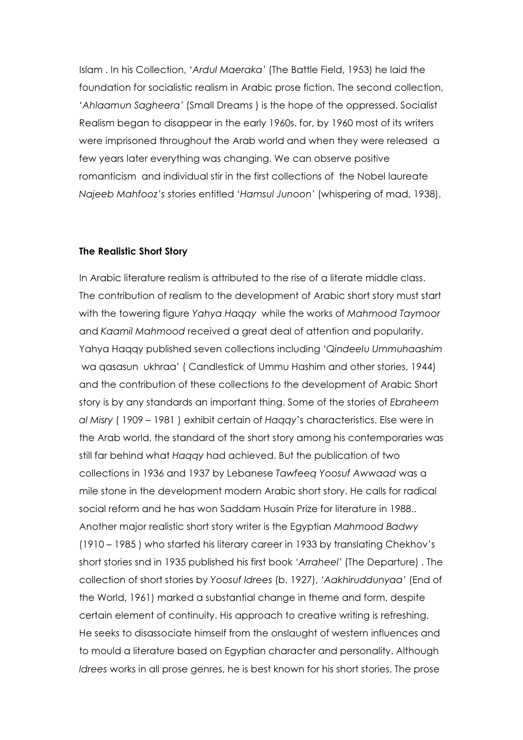Islam . In his Collection, '*Ardul Maeraka'* (The Battle Field, 1953) he laid the foundation for socialistic realism in Arabic prose fiction. The second collection, '*Ahlaamun Sagheera'* (Small Dreams ) is the hope of the oppressed. Socialist Realism began to disappear in the early 1960s. for, by 1960 most of its writers were imprisoned throughout the Arab world and when they were released a few years later everything was changing. We can observe positive romanticism and individual stir in the first collections of the Nobel laureate *Najeeb Mahfooz's* stories entitled '*Hamsul Junoon'* (whispering of mad, 1938).

**The Realistic Short Story**

In Arabic literature realism is attributed to the rise of a literate middle class. The contribution of realism to the development of Arabic short story must start with the towering figure *Yahya Haqqy* while the works of *Mahmood Taymoor* and *Kaamil Mahmood* received a great deal of attention and popularity. Yahya Haqqy published seven collections including '*Qindeelu Ummuhaashim* wa qasasun ukhraa' ( Candlestick of Ummu Hashim and other stories, 1944) and the contribution of these collections to the development of Arabic Short story is by any standards an important thing. Some of the stories of *Ebraheem al Misry* ( 1909 – 1981 ) exhibit certain of *Haqqy*'s characteristics. Else were in the Arab world, the standard of the short story among his contemporaries was still far behind what *Haqqy* had achieved. But the publication of two collections in 1936 and 1937 by Lebanese *Tawfeeq Yoosuf Awwaad* was a mile stone in the development modern Arabic short story. He calls for radical social reform and he has won Saddam Husain Prize for literature in 1988.. Another major realistic short story writer is the Egyptian *Mahmood Badwy* (1910 – 1985 ) who started his literary career in 1933 by translating Chekhov's short stories snd in 1935 published his first book *'Arraheel'* (The Departure) . The collection of short stories by *Yoosuf Idrees* (b. 1927), *'Aakhiruddunyaa'* (End of the World, 1961) marked a substantial change in theme and form, despite certain element of continuity. His approach to creative writing is refreshing. He seeks to disassociate himself from the onslaught of western influences and to mould a literature based on Egyptian character and personality. Although *Idrees* works in all prose genres, he is best known for his short stories. The prose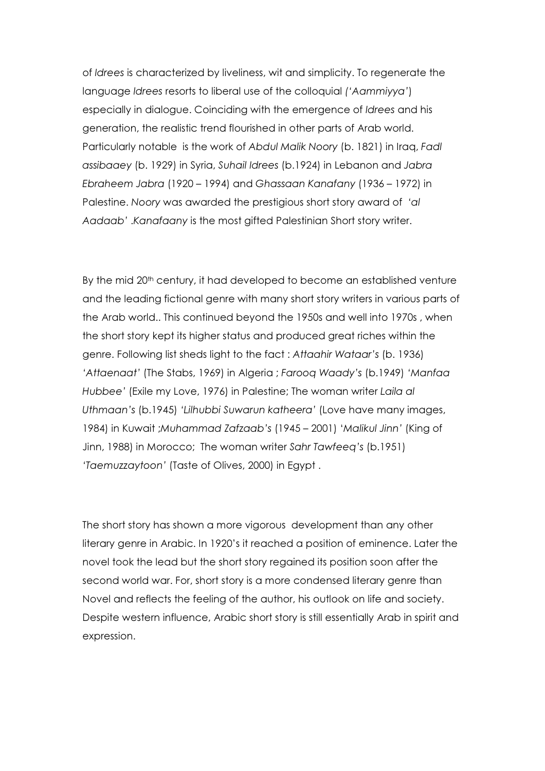of *Idrees* is characterized by liveliness, wit and simplicity. To regenerate the language *Idrees* resorts to liberal use of the colloquial *('Aammiyya'*) especially in dialogue. Coinciding with the emergence of *Idrees* and his generation, the realistic trend flourished in other parts of Arab world. Particularly notable is the work of *Abdul Malik Noory* (b. 1821) in Iraq, *Fadl assibaaey* (b. 1929) in Syria, *Suhail Idrees* (b.1924) in Lebanon and *Jabra Ebraheem Jabra* (1920 – 1994) and *Ghassaan Kanafany* (1936 – 1972) in Palestine. *Noory* was awarded the prestigious short story award of *'al Aadaab'* .*Kanafaany* is the most gifted Palestinian Short story writer.

By the mid 20th century, it had developed to become an established venture and the leading fictional genre with many short story writers in various parts of the Arab world.. This continued beyond the 1950s and well into 1970s , when the short story kept its higher status and produced great riches within the genre. Following list sheds light to the fact : *Attaahir Wataar's* (b. 1936) *'Attaenaat'* (The Stabs, 1969) in Algeria ; *Farooq Waady's* (b.1949) *'Manfaa Hubbee'* (Exile my Love, 1976) in Palestine; The woman writer *Laila al Uthmaan's* (b.1945) *'Lilhubbi Suwarun katheera'* (Love have many images, 1984) in Kuwait ;*Muhammad Zafzaab's* (1945 – 2001) *'Malikul Jinn'* (King of Jinn, 1988) in Morocco; The woman writer *Sahr Tawfeeq's* (b.1951) *'Taemuzzaytoon'* (Taste of Olives, 2000) in Egypt .

The short story has shown a more vigorous development than any other literary genre in Arabic. In 1920's it reached a position of eminence. Later the novel took the lead but the short story regained its position soon after the second world war. For, short story is a more condensed literary genre than Novel and reflects the feeling of the author, his outlook on life and society. Despite western influence, Arabic short story is still essentially Arab in spirit and expression.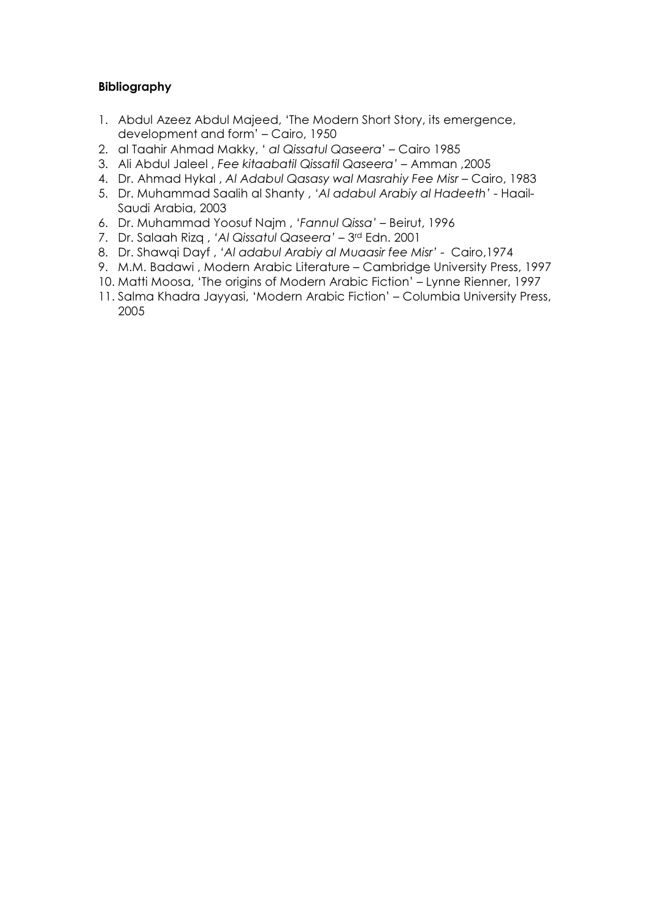**Bibliography**

1. Abdul Azeez Abdul Majeed, 'The Modern Short Story, its emergence, development and form' – Cairo, 1950
2. al Taahir Ahmad Makky, ' *al Qissatul Qaseera*' – Cairo 1985
3. Ali Abdul Jaleel , *Fee kitaabatil Qissatil Qaseera'* – Amman ,2005
4. Dr. Ahmad Hykal , *Al Adabul Qasasy wal Masrahiy Fee Misr* – Cairo, 1983
5. Dr. Muhammad Saalih al Shanty , *'Al adabul Arabiy al Hadeeth'* - Haail-Saudi Arabia, 2003
6. Dr. Muhammad Yoosuf Najm , '*Fannul Qissa'* – Beirut, 1996
7. Dr. Salaah Rizq , *'Al Qissatul Qaseera'* – 3rd Edn. 2001
8. Dr. Shawqi Dayf , *'Al adabul Arabiy al Muaasir fee Misr'* - Cairo,1974
9. M.M. Badawi , Modern Arabic Literature – Cambridge University Press, 1997
10. Matti Moosa, 'The origins of Modern Arabic Fiction' – Lynne Rienner, 1997
11. Salma Khadra Jayyasi, 'Modern Arabic Fiction' – Columbia University Press, 2005